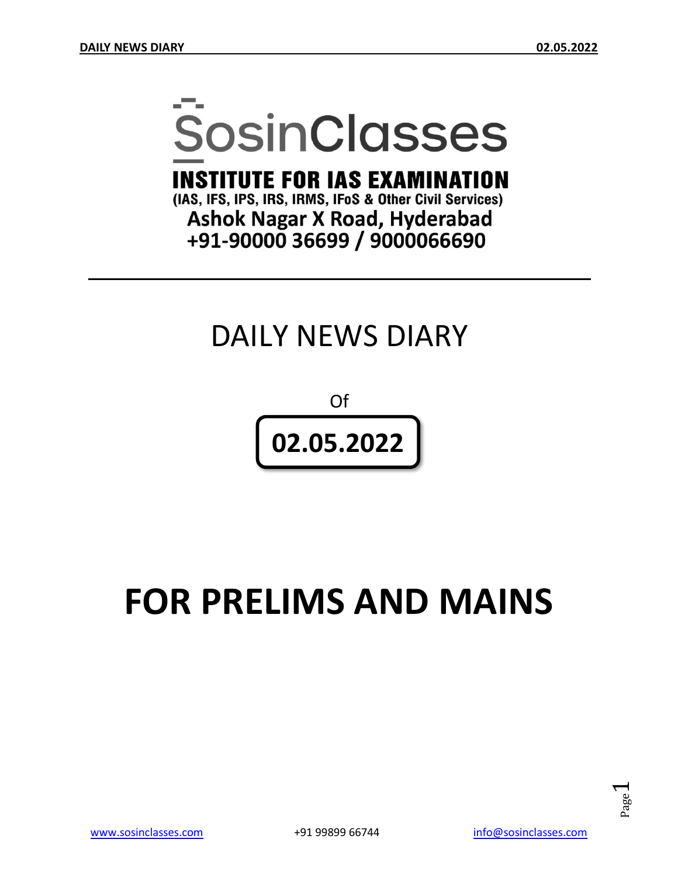# SosinClasses

**INSTITUTE FOR IAS EXAMINATION**

**(IAS, IFS, IPS, IRS, IRMS, IFoS & Other Civil Services)**

**Ashok Nagar X Road, Hyderabad**

**+91-90000 36699 / 9000066690**

---

# DAILY NEWS DIARY

Of

**02.05.2022**

# FOR PRELIMS AND MAINS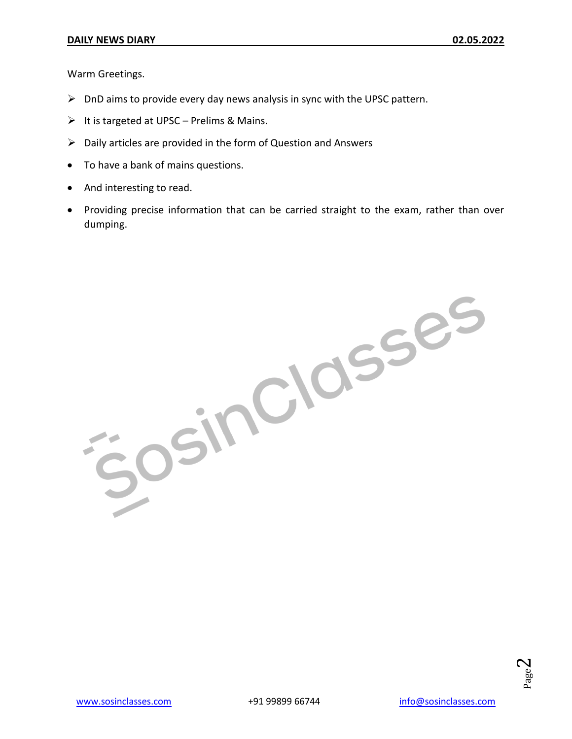Warm Greetings.

- DnD aims to provide every day news analysis in sync with the UPSC pattern.
- It is targeted at UPSC – Prelims & Mains.
- Daily articles are provided in the form of Question and Answers
- To have a bank of mains questions.
- And interesting to read.
- Providing precise information that can be carried straight to the exam, rather than over dumping.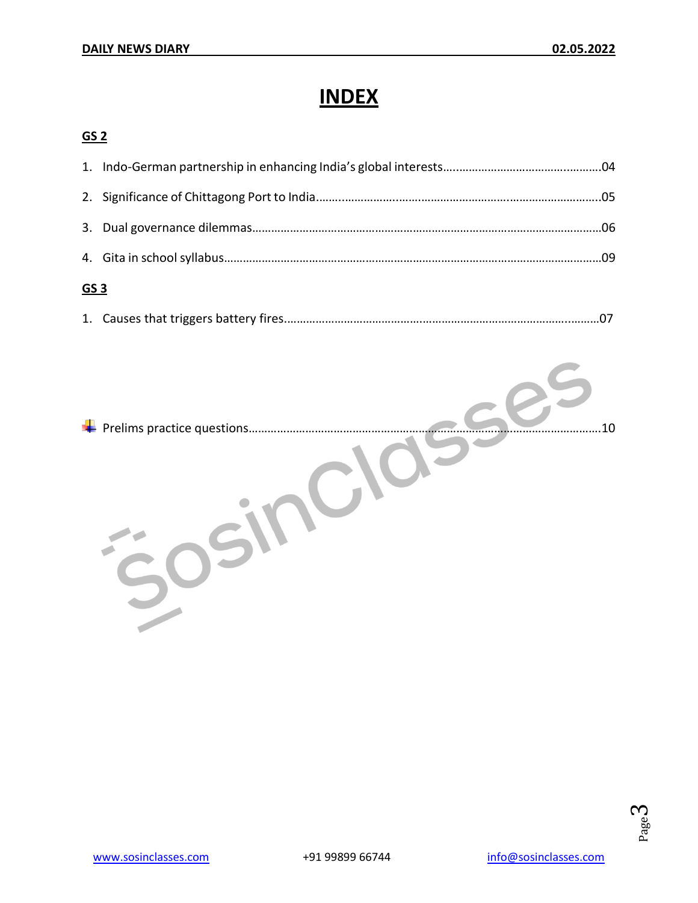# INDEX

## GS 2

1. Indo-German partnership in enhancing India's global interests……………………………………………04
2. Significance of Chittagong Port to India……………………………………………………………………………05
3. Dual governance dilemmas…………………………………………………………………………………………………06
4. Gita in school syllabus……………………………………………………………………………………………………………09

## GS 3

1. Causes that triggers battery fires……………………………………………………………………………………07

- Prelims practice questions……………………………………………………………………………………………………10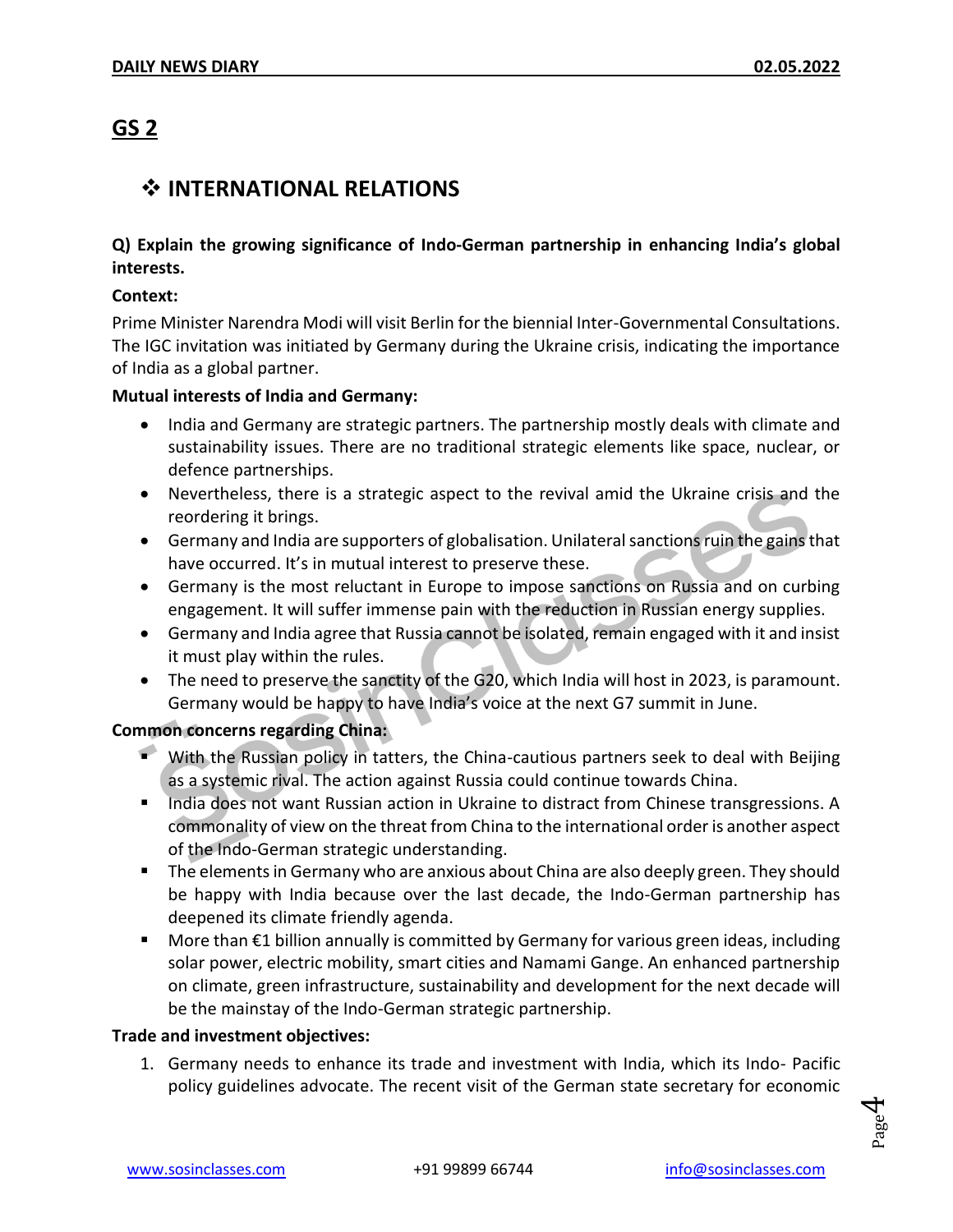## GS 2

### ❖ INTERNATIONAL RELATIONS

**Q) Explain the growing significance of Indo-German partnership in enhancing India's global interests.**

**Context:**

Prime Minister Narendra Modi will visit Berlin for the biennial Inter-Governmental Consultations. The IGC invitation was initiated by Germany during the Ukraine crisis, indicating the importance of India as a global partner.

**Mutual interests of India and Germany:**

- India and Germany are strategic partners. The partnership mostly deals with climate and sustainability issues. There are no traditional strategic elements like space, nuclear, or defence partnerships.
- Nevertheless, there is a strategic aspect to the revival amid the Ukraine crisis and the reordering it brings.
- Germany and India are supporters of globalisation. Unilateral sanctions ruin the gains that have occurred. It's in mutual interest to preserve these.
- Germany is the most reluctant in Europe to impose sanctions on Russia and on curbing engagement. It will suffer immense pain with the reduction in Russian energy supplies.
- Germany and India agree that Russia cannot be isolated, remain engaged with it and insist it must play within the rules.
- The need to preserve the sanctity of the G20, which India will host in 2023, is paramount. Germany would be happy to have India's voice at the next G7 summit in June.

**Common concerns regarding China:**

- With the Russian policy in tatters, the China-cautious partners seek to deal with Beijing as a systemic rival. The action against Russia could continue towards China.
- India does not want Russian action in Ukraine to distract from Chinese transgressions. A commonality of view on the threat from China to the international order is another aspect of the Indo-German strategic understanding.
- The elements in Germany who are anxious about China are also deeply green. They should be happy with India because over the last decade, the Indo-German partnership has deepened its climate friendly agenda.
- More than €1 billion annually is committed by Germany for various green ideas, including solar power, electric mobility, smart cities and Namami Gange. An enhanced partnership on climate, green infrastructure, sustainability and development for the next decade will be the mainstay of the Indo-German strategic partnership.

**Trade and investment objectives:**

1. Germany needs to enhance its trade and investment with India, which its Indo- Pacific policy guidelines advocate. The recent visit of the German state secretary for economic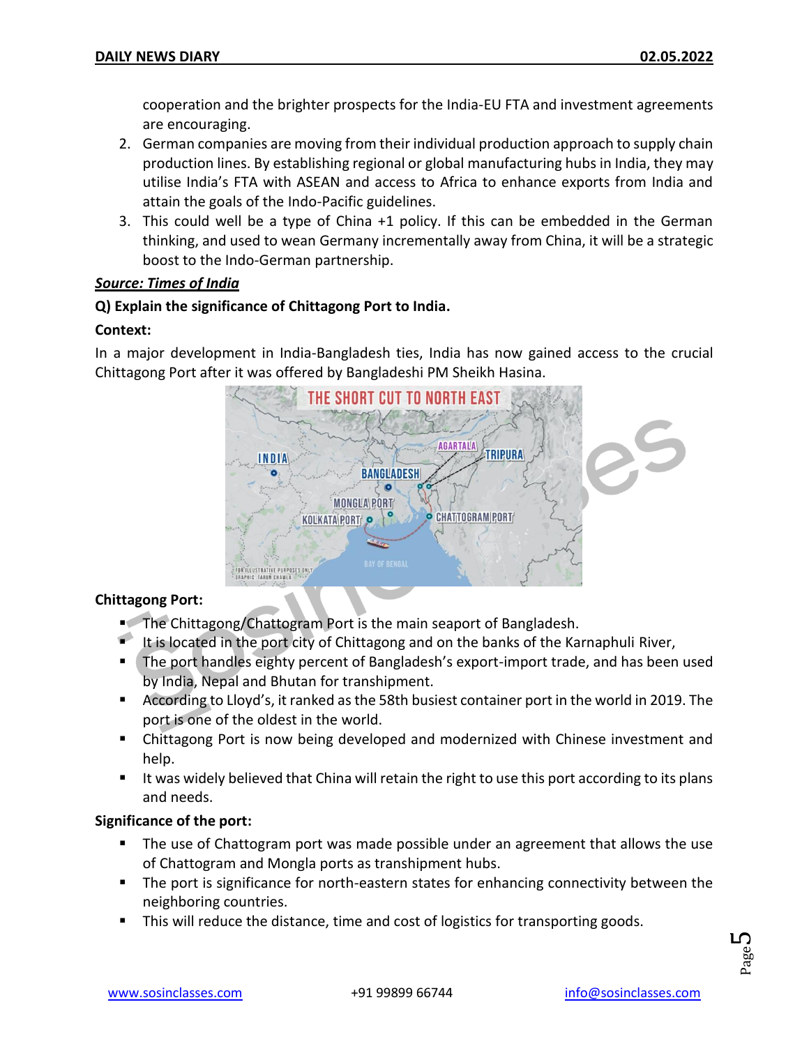cooperation and the brighter prospects for the India-EU FTA and investment agreements are encouraging.

2. German companies are moving from their individual production approach to supply chain production lines. By establishing regional or global manufacturing hubs in India, they may utilise India's FTA with ASEAN and access to Africa to enhance exports from India and attain the goals of the Indo-Pacific guidelines.
3. This could well be a type of China +1 policy. If this can be embedded in the German thinking, and used to wean Germany incrementally away from China, it will be a strategic boost to the Indo-German partnership.

***Source: Times of India***

**Q) Explain the significance of Chittagong Port to India.**

**Context:**

In a major development in India-Bangladesh ties, India has now gained access to the crucial Chittagong Port after it was offered by Bangladeshi PM Sheikh Hasina.

**Chittagong Port:**

- The Chittagong/Chattogram Port is the main seaport of Bangladesh.
- It is located in the port city of Chittagong and on the banks of the Karnaphuli River,
- The port handles eighty percent of Bangladesh's export-import trade, and has been used by India, Nepal and Bhutan for transhipment.
- According to Lloyd's, it ranked as the 58th busiest container port in the world in 2019. The port is one of the oldest in the world.
- Chittagong Port is now being developed and modernized with Chinese investment and help.
- It was widely believed that China will retain the right to use this port according to its plans and needs.

**Significance of the port:**

- The use of Chattogram port was made possible under an agreement that allows the use of Chattogram and Mongla ports as transhipment hubs.
- The port is significance for north-eastern states for enhancing connectivity between the neighboring countries.
- This will reduce the distance, time and cost of logistics for transporting goods.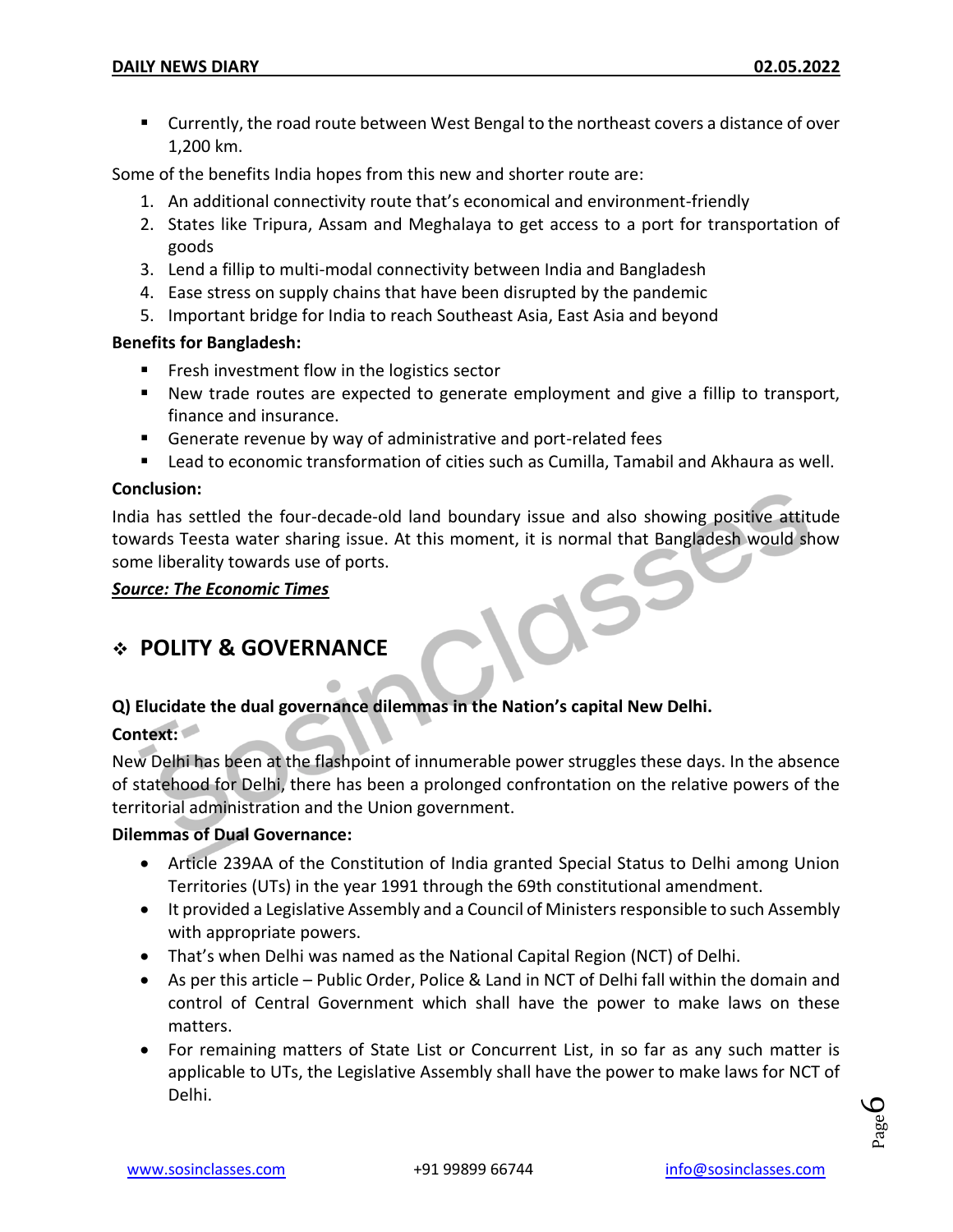- Currently, the road route between West Bengal to the northeast covers a distance of over 1,200 km.

Some of the benefits India hopes from this new and shorter route are:

1. An additional connectivity route that's economical and environment-friendly
2. States like Tripura, Assam and Meghalaya to get access to a port for transportation of goods
3. Lend a fillip to multi-modal connectivity between India and Bangladesh
4. Ease stress on supply chains that have been disrupted by the pandemic
5. Important bridge for India to reach Southeast Asia, East Asia and beyond

**Benefits for Bangladesh:**

- Fresh investment flow in the logistics sector
- New trade routes are expected to generate employment and give a fillip to transport, finance and insurance.
- Generate revenue by way of administrative and port-related fees
- Lead to economic transformation of cities such as Cumilla, Tamabil and Akhaura as well.

**Conclusion:**

India has settled the four-decade-old land boundary issue and also showing positive attitude towards Teesta water sharing issue. At this moment, it is normal that Bangladesh would show some liberality towards use of ports.

***Source: The Economic Times***

## ❖ POLITY & GOVERNANCE

**Q) Elucidate the dual governance dilemmas in the Nation's capital New Delhi.**

**Context:**

New Delhi has been at the flashpoint of innumerable power struggles these days. In the absence of statehood for Delhi, there has been a prolonged confrontation on the relative powers of the territorial administration and the Union government.

**Dilemmas of Dual Governance:**

- Article 239AA of the Constitution of India granted Special Status to Delhi among Union Territories (UTs) in the year 1991 through the 69th constitutional amendment.
- It provided a Legislative Assembly and a Council of Ministers responsible to such Assembly with appropriate powers.
- That's when Delhi was named as the National Capital Region (NCT) of Delhi.
- As per this article – Public Order, Police & Land in NCT of Delhi fall within the domain and control of Central Government which shall have the power to make laws on these matters.
- For remaining matters of State List or Concurrent List, in so far as any such matter is applicable to UTs, the Legislative Assembly shall have the power to make laws for NCT of Delhi.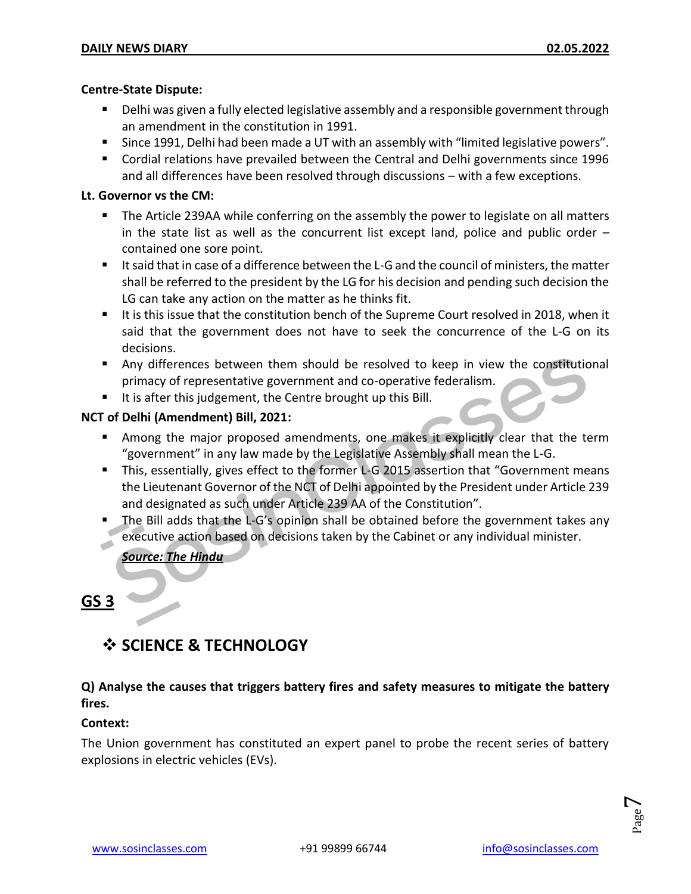**Centre-State Dispute:**

- Delhi was given a fully elected legislative assembly and a responsible government through an amendment in the constitution in 1991.
- Since 1991, Delhi had been made a UT with an assembly with "limited legislative powers".
- Cordial relations have prevailed between the Central and Delhi governments since 1996 and all differences have been resolved through discussions – with a few exceptions.

**Lt. Governor vs the CM:**

- The Article 239AA while conferring on the assembly the power to legislate on all matters in the state list as well as the concurrent list except land, police and public order – contained one sore point.
- It said that in case of a difference between the L-G and the council of ministers, the matter shall be referred to the president by the LG for his decision and pending such decision the LG can take any action on the matter as he thinks fit.
- It is this issue that the constitution bench of the Supreme Court resolved in 2018, when it said that the government does not have to seek the concurrence of the L-G on its decisions.
- Any differences between them should be resolved to keep in view the constitutional primacy of representative government and co-operative federalism.
- It is after this judgement, the Centre brought up this Bill.

**NCT of Delhi (Amendment) Bill, 2021:**

- Among the major proposed amendments, one makes it explicitly clear that the term "government" in any law made by the Legislative Assembly shall mean the L-G.
- This, essentially, gives effect to the former L-G 2015 assertion that "Government means the Lieutenant Governor of the NCT of Delhi appointed by the President under Article 239 and designated as such under Article 239 AA of the Constitution".
- The Bill adds that the L-G's opinion shall be obtained before the government takes any executive action based on decisions taken by the Cabinet or any individual minister.

***Source: The Hindu***

# GS 3

## ❖ SCIENCE & TECHNOLOGY

**Q) Analyse the causes that triggers battery fires and safety measures to mitigate the battery fires.**

**Context:**

The Union government has constituted an expert panel to probe the recent series of battery explosions in electric vehicles (EVs).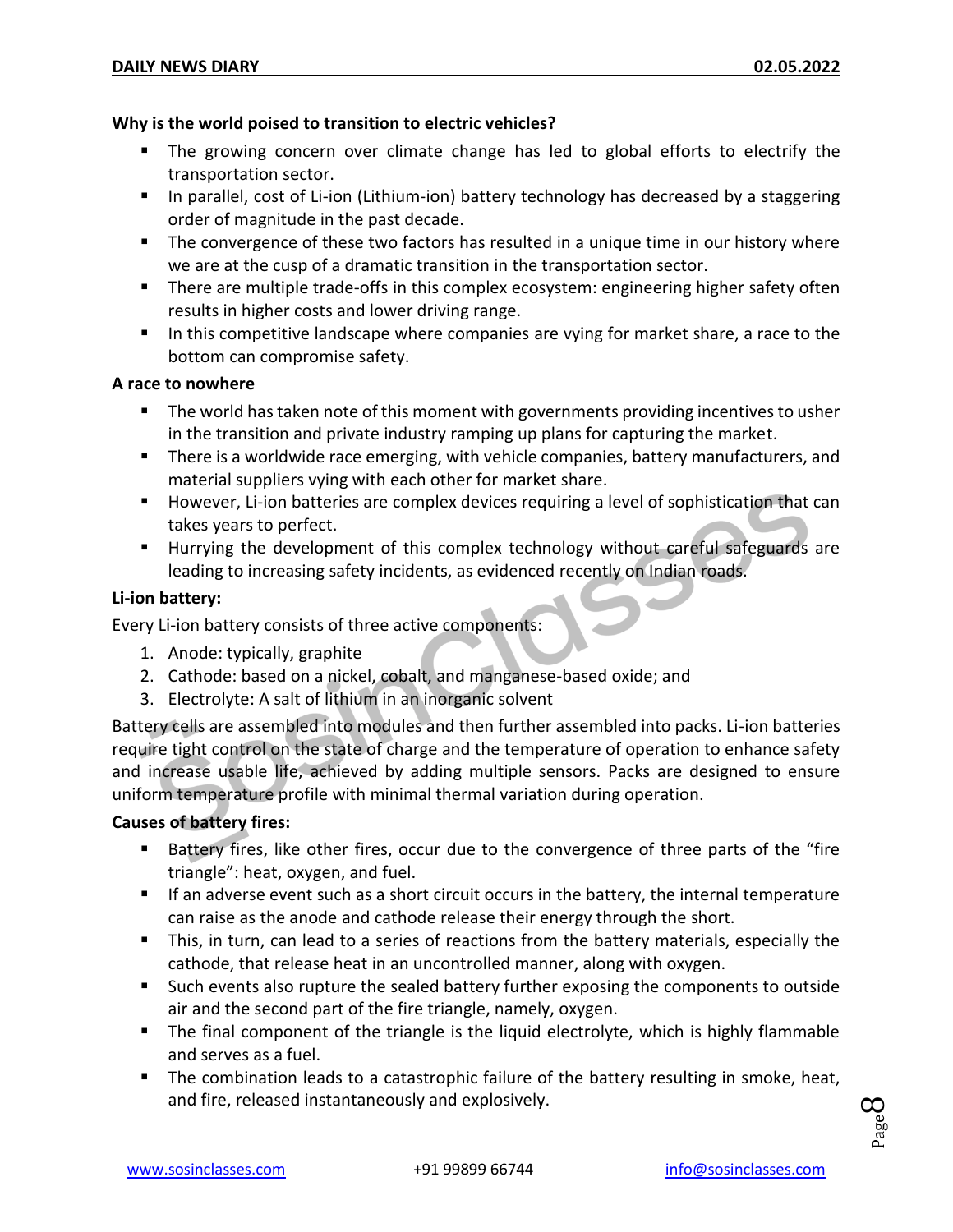**Why is the world poised to transition to electric vehicles?**

- The growing concern over climate change has led to global efforts to electrify the transportation sector.
- In parallel, cost of Li-ion (Lithium-ion) battery technology has decreased by a staggering order of magnitude in the past decade.
- The convergence of these two factors has resulted in a unique time in our history where we are at the cusp of a dramatic transition in the transportation sector.
- There are multiple trade-offs in this complex ecosystem: engineering higher safety often results in higher costs and lower driving range.
- In this competitive landscape where companies are vying for market share, a race to the bottom can compromise safety.

**A race to nowhere**

- The world has taken note of this moment with governments providing incentives to usher in the transition and private industry ramping up plans for capturing the market.
- There is a worldwide race emerging, with vehicle companies, battery manufacturers, and material suppliers vying with each other for market share.
- However, Li-ion batteries are complex devices requiring a level of sophistication that can takes years to perfect.
- Hurrying the development of this complex technology without careful safeguards are leading to increasing safety incidents, as evidenced recently on Indian roads.

**Li-ion battery:**

Every Li-ion battery consists of three active components:

1. Anode: typically, graphite
2. Cathode: based on a nickel, cobalt, and manganese-based oxide; and
3. Electrolyte: A salt of lithium in an inorganic solvent

Battery cells are assembled into modules and then further assembled into packs. Li-ion batteries require tight control on the state of charge and the temperature of operation to enhance safety and increase usable life, achieved by adding multiple sensors. Packs are designed to ensure uniform temperature profile with minimal thermal variation during operation.

**Causes of battery fires:**

- Battery fires, like other fires, occur due to the convergence of three parts of the "fire triangle": heat, oxygen, and fuel.
- If an adverse event such as a short circuit occurs in the battery, the internal temperature can raise as the anode and cathode release their energy through the short.
- This, in turn, can lead to a series of reactions from the battery materials, especially the cathode, that release heat in an uncontrolled manner, along with oxygen.
- Such events also rupture the sealed battery further exposing the components to outside air and the second part of the fire triangle, namely, oxygen.
- The final component of the triangle is the liquid electrolyte, which is highly flammable and serves as a fuel.
- The combination leads to a catastrophic failure of the battery resulting in smoke, heat, and fire, released instantaneously and explosively.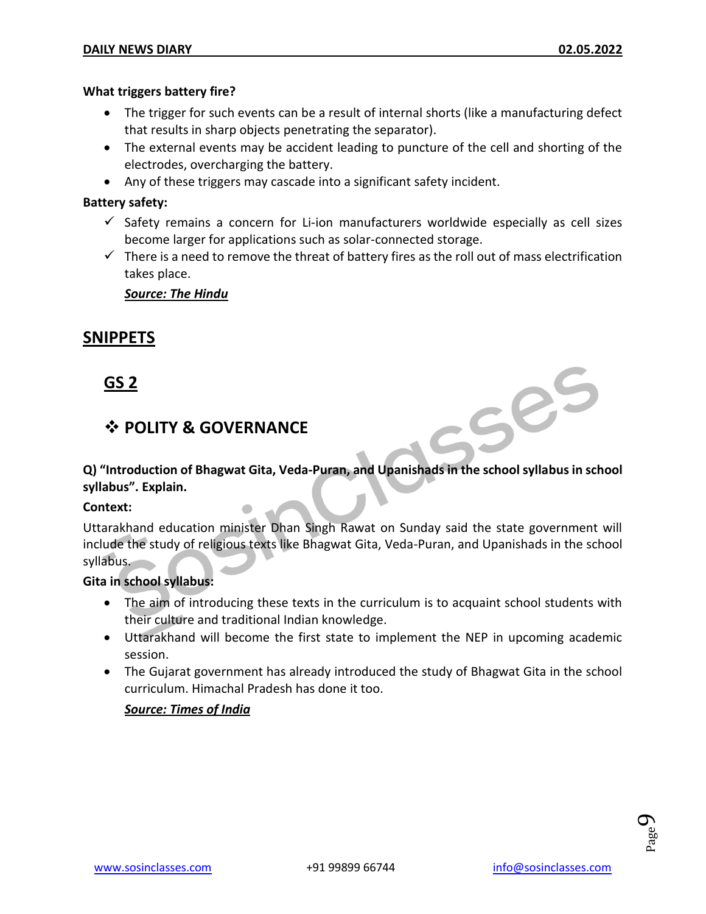**What triggers battery fire?**

- The trigger for such events can be a result of internal shorts (like a manufacturing defect that results in sharp objects penetrating the separator).
- The external events may be accident leading to puncture of the cell and shorting of the electrodes, overcharging the battery.
- Any of these triggers may cascade into a significant safety incident.

**Battery safety:**

- ✓ Safety remains a concern for Li-ion manufacturers worldwide especially as cell sizes become larger for applications such as solar-connected storage.
- ✓ There is a need to remove the threat of battery fires as the roll out of mass electrification takes place.

***Source: The Hindu***

## SNIPPETS

### GS 2

### ❖ POLITY & GOVERNANCE

**Q) "Introduction of Bhagwat Gita, Veda-Puran, and Upanishads in the school syllabus in school syllabus". Explain.**

**Context:**

Uttarakhand education minister Dhan Singh Rawat on Sunday said the state government will include the study of religious texts like Bhagwat Gita, Veda-Puran, and Upanishads in the school syllabus.

**Gita in school syllabus:**

- The aim of introducing these texts in the curriculum is to acquaint school students with their culture and traditional Indian knowledge.
- Uttarakhand will become the first state to implement the NEP in upcoming academic session.
- The Gujarat government has already introduced the study of Bhagwat Gita in the school curriculum. Himachal Pradesh has done it too.

***Source: Times of India***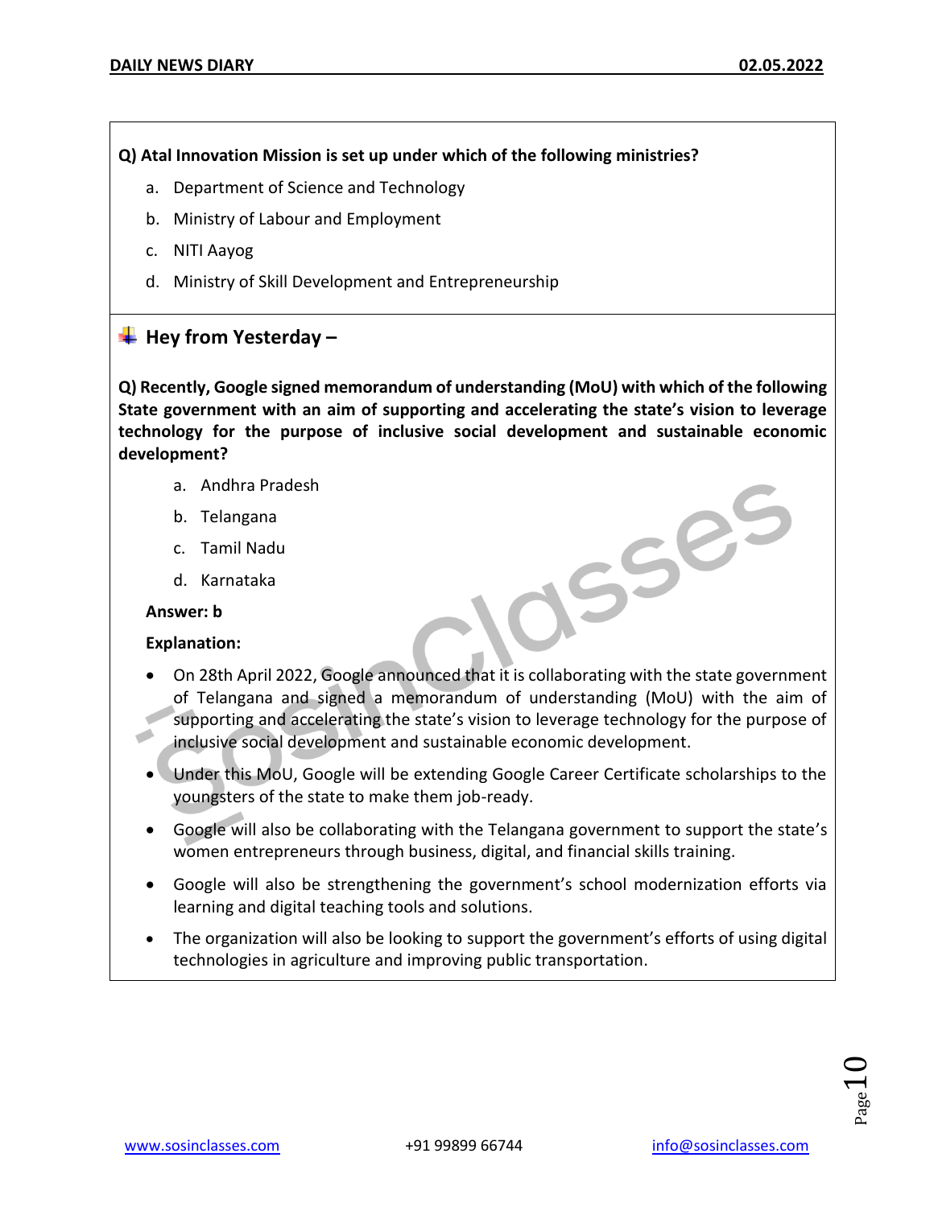**Q) Atal Innovation Mission is set up under which of the following ministries?**

a. Department of Science and Technology

b. Ministry of Labour and Employment

c. NITI Aayog

d. Ministry of Skill Development and Entrepreneurship

## Hey from Yesterday –

**Q) Recently, Google signed memorandum of understanding (MoU) with which of the following State government with an aim of supporting and accelerating the state's vision to leverage technology for the purpose of inclusive social development and sustainable economic development?**

a. Andhra Pradesh

b. Telangana

c. Tamil Nadu

d. Karnataka

**Answer: b**

**Explanation:**

- On 28th April 2022, Google announced that it is collaborating with the state government of Telangana and signed a memorandum of understanding (MoU) with the aim of supporting and accelerating the state's vision to leverage technology for the purpose of inclusive social development and sustainable economic development.
- Under this MoU, Google will be extending Google Career Certificate scholarships to the youngsters of the state to make them job-ready.
- Google will also be collaborating with the Telangana government to support the state's women entrepreneurs through business, digital, and financial skills training.
- Google will also be strengthening the government's school modernization efforts via learning and digital teaching tools and solutions.
- The organization will also be looking to support the government's efforts of using digital technologies in agriculture and improving public transportation.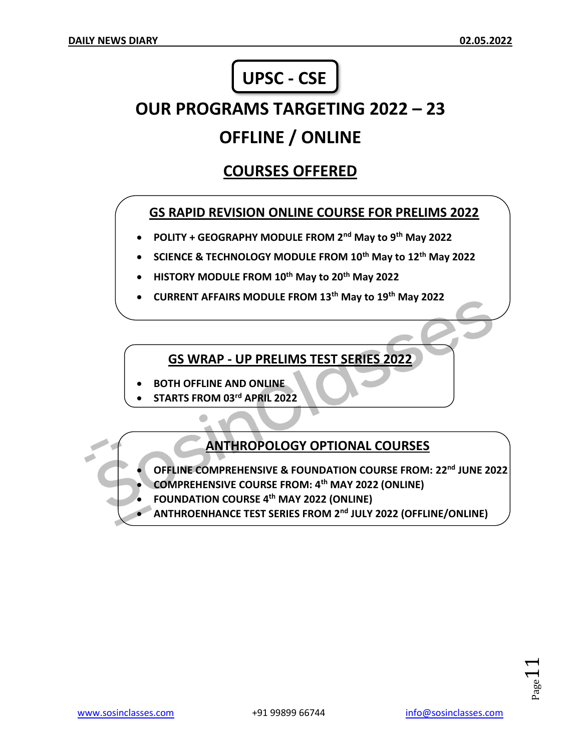# UPSC - CSE

## OUR PROGRAMS TARGETING 2022 – 23

## OFFLINE / ONLINE

## COURSES OFFERED

### GS RAPID REVISION ONLINE COURSE FOR PRELIMS 2022

- **POLITY + GEOGRAPHY MODULE FROM 2nd May to 9th May 2022**
- **SCIENCE & TECHNOLOGY MODULE FROM 10th May to 12th May 2022**
- **HISTORY MODULE FROM 10th May to 20th May 2022**
- **CURRENT AFFAIRS MODULE FROM 13th May to 19th May 2022**

### GS WRAP - UP PRELIMS TEST SERIES 2022

- **BOTH OFFLINE AND ONLINE**
- **STARTS FROM 03rd APRIL 2022**

### ANTHROPOLOGY OPTIONAL COURSES

- **OFFLINE COMPREHENSIVE & FOUNDATION COURSE FROM: 22nd JUNE 2022**
- **COMPREHENSIVE COURSE FROM: 4th MAY 2022 (ONLINE)**
- **FOUNDATION COURSE 4th MAY 2022 (ONLINE)**
- **ANTHROENHANCE TEST SERIES FROM 2nd JULY 2022 (OFFLINE/ONLINE)**